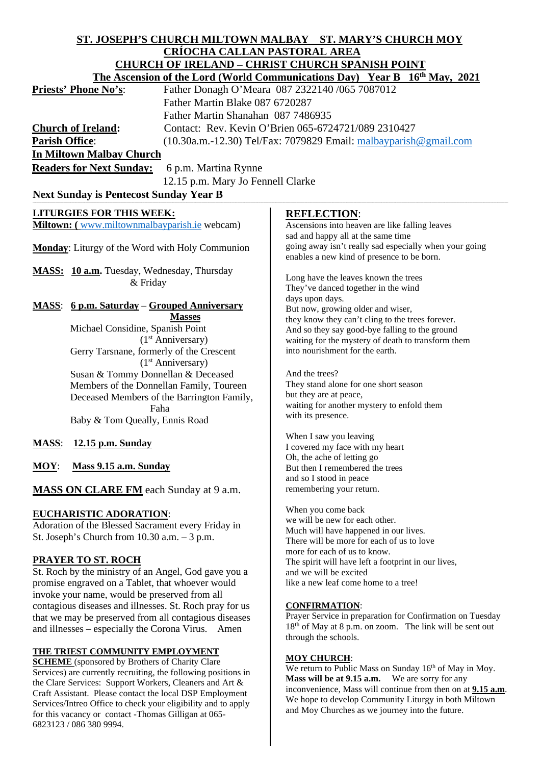# ST. JOSEPH'S CHURCH MILTOWN MALBAY ST. MARY'S CHURCH MOY
## CRÍOCHA CALLAN PASTORAL AREA
## CHURCH OF IRELAND – CHRIST CHURCH SPANISH POINT
### The Ascension of the Lord (World Communications Day) Year B 16th May, 2021

**Priests' Phone No's**: Father Donagh O'Meara 087 2322140 /065 7087012
Father Martin Blake 087 6720287
Father Martin Shanahan 087 7486935

**Church of Ireland**: Contact: Rev. Kevin O'Brien 065-6724721/089 2310427

**Parish Office**: (10.30a.m.-12.30) Tel/Fax: 7079829 Email: malbayparish@gmail.com

**In Miltown Malbay Church**

**Readers for Next Sunday:** 6 p.m. Martina Rynne
12.15 p.m. Mary Jo Fennell Clarke

**Next Sunday is Pentecost Sunday Year B**

**LITURGIES FOR THIS WEEK:**

**Miltown: (** www.miltownmalbayparish.ie webcam)

**Monday**: Liturgy of the Word with Holy Communion

**MASS: 10 a.m.** Tuesday, Wednesday, Thursday & Friday

**MASS**: **6 p.m. Saturday** – **Grouped Anniversary Masses**

Michael Considine, Spanish Point (1st Anniversary)
Gerry Tarsnane, formerly of the Crescent (1st Anniversary)
Susan & Tommy Donnellan & Deceased Members of the Donnellan Family, Toureen
Deceased Members of the Barrington Family, Faha
Baby & Tom Queally, Ennis Road

**MASS**: **12.15 p.m. Sunday**

**MOY**: **Mass 9.15 a.m. Sunday**

**MASS ON CLARE FM** each Sunday at 9 a.m.

**EUCHARISTIC ADORATION**:
Adoration of the Blessed Sacrament every Friday in St. Joseph's Church from 10.30 a.m. – 3 p.m.

**PRAYER TO ST. ROCH**
St. Roch by the ministry of an Angel, God gave you a promise engraved on a Tablet, that whoever would invoke your name, would be preserved from all contagious diseases and illnesses. St. Roch pray for us that we may be preserved from all contagious diseases and illnesses – especially the Corona Virus. Amen

**THE TRIEST COMMUNITY EMPLOYMENT SCHEME** (sponsored by Brothers of Charity Clare Services) are currently recruiting, the following positions in the Clare Services: Support Workers, Cleaners and Art & Craft Assistant. Please contact the local DSP Employment Services/Intreo Office to check your eligibility and to apply for this vacancy or contact -Thomas Gilligan at 065-6823123 / 086 380 9994.

**REFLECTION**:

Ascensions into heaven are like falling leaves
sad and happy all at the same time
going away isn't really sad especially when your going
enables a new kind of presence to be born.

Long have the leaves known the trees
They've danced together in the wind
days upon days.
But now, growing older and wiser,
they know they can't cling to the trees forever.
And so they say good-bye falling to the ground
waiting for the mystery of death to transform them
into nourishment for the earth.

And the trees?
They stand alone for one short season
but they are at peace,
waiting for another mystery to enfold them
with its presence.

When I saw you leaving
I covered my face with my heart
Oh, the ache of letting go
But then I remembered the trees
and so I stood in peace
remembering your return.

When you come back
we will be new for each other.
Much will have happened in our lives.
There will be more for each of us to love
more for each of us to know.
The spirit will have left a footprint in our lives,
and we will be excited
like a new leaf come home to a tree!

**CONFIRMATION**:
Prayer Service in preparation for Confirmation on Tuesday 18th of May at 8 p.m. on zoom. The link will be sent out through the schools.

**MOY CHURCH**:
We return to Public Mass on Sunday 16th of May in Moy. **Mass will be at 9.15 a.m.** We are sorry for any inconvenience, Mass will continue from then on at **9.15 a.m**. We hope to develop Community Liturgy in both Miltown and Moy Churches as we journey into the future.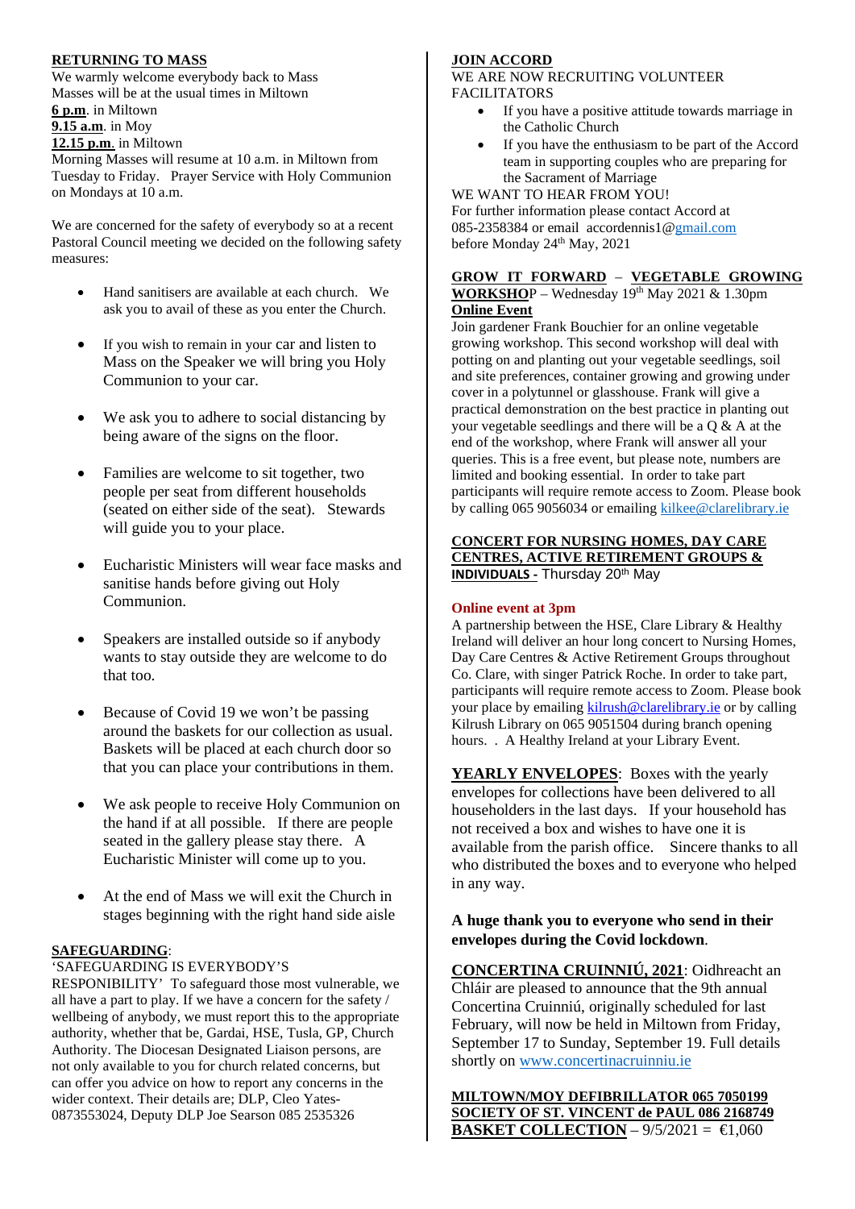**RETURNING TO MASS**

We warmly welcome everybody back to Mass

Masses will be at the usual times in Miltown

**6 p.m**. in Miltown

**9.15 a.m**. in Moy

**12.15 p.m**. in Miltown

Morning Masses will resume at 10 a.m. in Miltown from Tuesday to Friday. Prayer Service with Holy Communion on Mondays at 10 a.m.

We are concerned for the safety of everybody so at a recent Pastoral Council meeting we decided on the following safety measures:

- Hand sanitisers are available at each church. We ask you to avail of these as you enter the Church.
- If you wish to remain in your car and listen to Mass on the Speaker we will bring you Holy Communion to your car.
- We ask you to adhere to social distancing by being aware of the signs on the floor.
- Families are welcome to sit together, two people per seat from different households (seated on either side of the seat). Stewards will guide you to your place.
- Eucharistic Ministers will wear face masks and sanitise hands before giving out Holy Communion.
- Speakers are installed outside so if anybody wants to stay outside they are welcome to do that too.
- Because of Covid 19 we won't be passing around the baskets for our collection as usual. Baskets will be placed at each church door so that you can place your contributions in them.
- We ask people to receive Holy Communion on the hand if at all possible. If there are people seated in the gallery please stay there. A Eucharistic Minister will come up to you.
- At the end of Mass we will exit the Church in stages beginning with the right hand side aisle

**SAFEGUARDING**:

'SAFEGUARDING IS EVERYBODY'S RESPONIBILITY' To safeguard those most vulnerable, we all have a part to play. If we have a concern for the safety / wellbeing of anybody, we must report this to the appropriate authority, whether that be, Gardai, HSE, Tusla, GP, Church Authority. The Diocesan Designated Liaison persons, are not only available to you for church related concerns, but can offer you advice on how to report any concerns in the wider context. Their details are; DLP, Cleo Yates-0873553024, Deputy DLP Joe Searson 085 2535326

**JOIN ACCORD**

WE ARE NOW RECRUITING VOLUNTEER FACILITATORS

- If you have a positive attitude towards marriage in the Catholic Church
- If you have the enthusiasm to be part of the Accord team in supporting couples who are preparing for the Sacrament of Marriage

WE WANT TO HEAR FROM YOU!

For further information please contact Accord at 085-2358384 or email accordennis1@gmail.com before Monday 24th May, 2021

**GROW IT FORWARD – VEGETABLE GROWING WORKSHOP** – Wednesday 19th May 2021 & 1.30pm

**Online Event**

Join gardener Frank Bouchier for an online vegetable growing workshop. This second workshop will deal with potting on and planting out your vegetable seedlings, soil and site preferences, container growing and growing under cover in a polytunnel or glasshouse. Frank will give a practical demonstration on the best practice in planting out your vegetable seedlings and there will be a Q & A at the end of the workshop, where Frank will answer all your queries. This is a free event, but please note, numbers are limited and booking essential. In order to take part participants will require remote access to Zoom. Please book by calling 065 9056034 or emailing kilkee@clarelibrary.ie

**CONCERT FOR NURSING HOMES, DAY CARE CENTRES, ACTIVE RETIREMENT GROUPS & INDIVIDUALS** - Thursday 20th May

**Online event at 3pm**

A partnership between the HSE, Clare Library & Healthy Ireland will deliver an hour long concert to Nursing Homes, Day Care Centres & Active Retirement Groups throughout Co. Clare, with singer Patrick Roche. In order to take part, participants will require remote access to Zoom. Please book your place by emailing kilrush@clarelibrary.ie or by calling Kilrush Library on 065 9051504 during branch opening hours. . A Healthy Ireland at your Library Event.

**YEARLY ENVELOPES**: Boxes with the yearly envelopes for collections have been delivered to all householders in the last days. If your household has not received a box and wishes to have one it is available from the parish office. Sincere thanks to all who distributed the boxes and to everyone who helped in any way.

**A huge thank you to everyone who send in their envelopes during the Covid lockdown**.

**CONCERTINA CRUINNIÚ, 2021**: Oidhreacht an Chláir are pleased to announce that the 9th annual Concertina Cruinniú, originally scheduled for last February, will now be held in Miltown from Friday, September 17 to Sunday, September 19. Full details shortly on www.concertinacruinniu.ie

**MILTOWN/MOY DEFIBRILLATOR 065 7050199**

**SOCIETY OF ST. VINCENT de PAUL 086 2168749**

**BASKET COLLECTION** – 9/5/2021 = €1,060